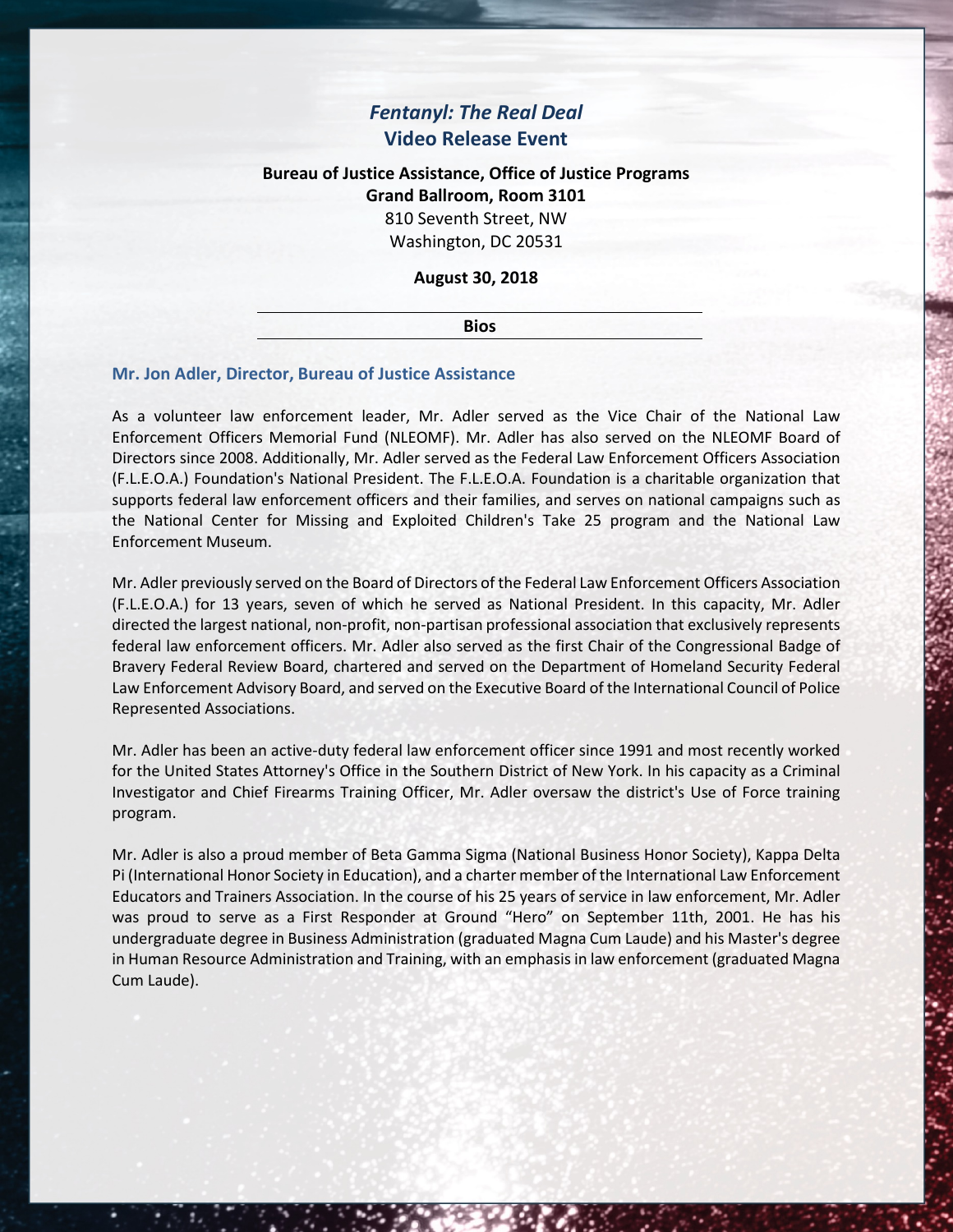# *Fentanyl: The Real Deal*
# Video Release Event

**Bureau of Justice Assistance, Office of Justice Programs**
**Grand Ballroom, Room 3101**
810 Seventh Street, NW
Washington, DC 20531

**August 30, 2018**

---

**Bios**

---

## Mr. Jon Adler, Director, Bureau of Justice Assistance

As a volunteer law enforcement leader, Mr. Adler served as the Vice Chair of the National Law Enforcement Officers Memorial Fund (NLEOMF). Mr. Adler has also served on the NLEOMF Board of Directors since 2008. Additionally, Mr. Adler served as the Federal Law Enforcement Officers Association (F.L.E.O.A.) Foundation's National President. The F.L.E.O.A. Foundation is a charitable organization that supports federal law enforcement officers and their families, and serves on national campaigns such as the National Center for Missing and Exploited Children's Take 25 program and the National Law Enforcement Museum.

Mr. Adler previously served on the Board of Directors of the Federal Law Enforcement Officers Association (F.L.E.O.A.) for 13 years, seven of which he served as National President. In this capacity, Mr. Adler directed the largest national, non-profit, non-partisan professional association that exclusively represents federal law enforcement officers. Mr. Adler also served as the first Chair of the Congressional Badge of Bravery Federal Review Board, chartered and served on the Department of Homeland Security Federal Law Enforcement Advisory Board, and served on the Executive Board of the International Council of Police Represented Associations.

Mr. Adler has been an active-duty federal law enforcement officer since 1991 and most recently worked for the United States Attorney's Office in the Southern District of New York. In his capacity as a Criminal Investigator and Chief Firearms Training Officer, Mr. Adler oversaw the district's Use of Force training program.

Mr. Adler is also a proud member of Beta Gamma Sigma (National Business Honor Society), Kappa Delta Pi (International Honor Society in Education), and a charter member of the International Law Enforcement Educators and Trainers Association. In the course of his 25 years of service in law enforcement, Mr. Adler was proud to serve as a First Responder at Ground "Hero" on September 11th, 2001. He has his undergraduate degree in Business Administration (graduated Magna Cum Laude) and his Master's degree in Human Resource Administration and Training, with an emphasis in law enforcement (graduated Magna Cum Laude).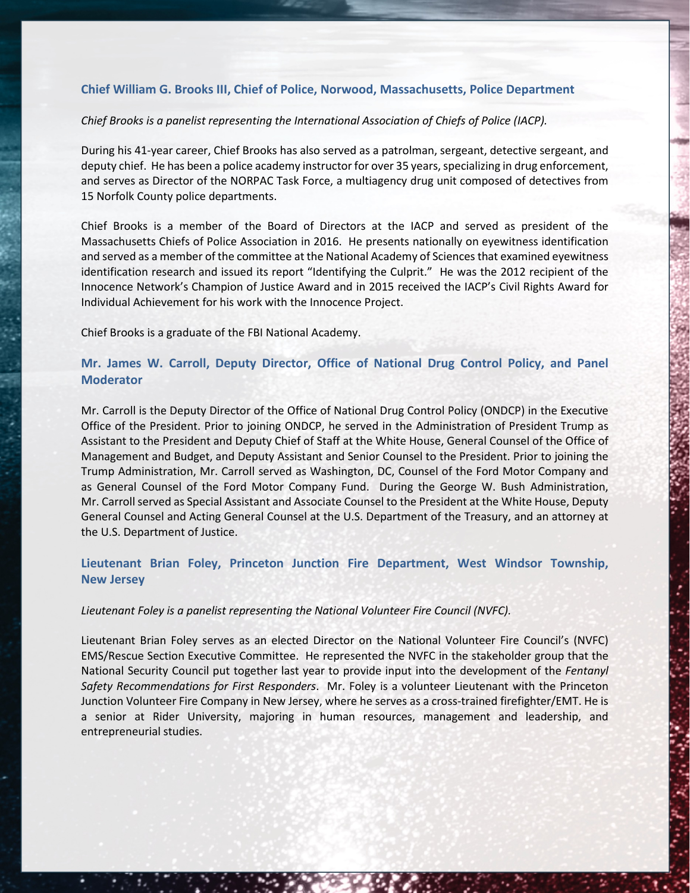### Chief William G. Brooks III, Chief of Police, Norwood, Massachusetts, Police Department

*Chief Brooks is a panelist representing the International Association of Chiefs of Police (IACP).*

During his 41-year career, Chief Brooks has also served as a patrolman, sergeant, detective sergeant, and deputy chief. He has been a police academy instructor for over 35 years, specializing in drug enforcement, and serves as Director of the NORPAC Task Force, a multiagency drug unit composed of detectives from 15 Norfolk County police departments.

Chief Brooks is a member of the Board of Directors at the IACP and served as president of the Massachusetts Chiefs of Police Association in 2016. He presents nationally on eyewitness identification and served as a member of the committee at the National Academy of Sciences that examined eyewitness identification research and issued its report "Identifying the Culprit." He was the 2012 recipient of the Innocence Network's Champion of Justice Award and in 2015 received the IACP's Civil Rights Award for Individual Achievement for his work with the Innocence Project.

Chief Brooks is a graduate of the FBI National Academy.

### Mr. James W. Carroll, Deputy Director, Office of National Drug Control Policy, and Panel Moderator

Mr. Carroll is the Deputy Director of the Office of National Drug Control Policy (ONDCP) in the Executive Office of the President. Prior to joining ONDCP, he served in the Administration of President Trump as Assistant to the President and Deputy Chief of Staff at the White House, General Counsel of the Office of Management and Budget, and Deputy Assistant and Senior Counsel to the President. Prior to joining the Trump Administration, Mr. Carroll served as Washington, DC, Counsel of the Ford Motor Company and as General Counsel of the Ford Motor Company Fund. During the George W. Bush Administration, Mr. Carroll served as Special Assistant and Associate Counsel to the President at the White House, Deputy General Counsel and Acting General Counsel at the U.S. Department of the Treasury, and an attorney at the U.S. Department of Justice.

### Lieutenant Brian Foley, Princeton Junction Fire Department, West Windsor Township, New Jersey

*Lieutenant Foley is a panelist representing the National Volunteer Fire Council (NVFC).*

Lieutenant Brian Foley serves as an elected Director on the National Volunteer Fire Council's (NVFC) EMS/Rescue Section Executive Committee. He represented the NVFC in the stakeholder group that the National Security Council put together last year to provide input into the development of the *Fentanyl Safety Recommendations for First Responders*. Mr. Foley is a volunteer Lieutenant with the Princeton Junction Volunteer Fire Company in New Jersey, where he serves as a cross-trained firefighter/EMT. He is a senior at Rider University, majoring in human resources, management and leadership, and entrepreneurial studies.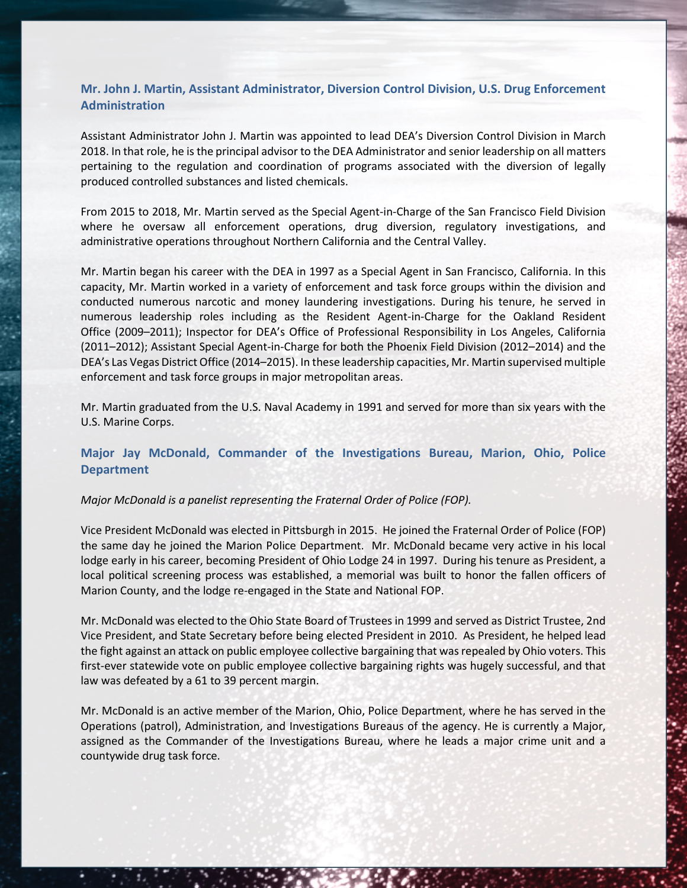### Mr. John J. Martin, Assistant Administrator, Diversion Control Division, U.S. Drug Enforcement Administration

Assistant Administrator John J. Martin was appointed to lead DEA's Diversion Control Division in March 2018. In that role, he is the principal advisor to the DEA Administrator and senior leadership on all matters pertaining to the regulation and coordination of programs associated with the diversion of legally produced controlled substances and listed chemicals.

From 2015 to 2018, Mr. Martin served as the Special Agent-in-Charge of the San Francisco Field Division where he oversaw all enforcement operations, drug diversion, regulatory investigations, and administrative operations throughout Northern California and the Central Valley.

Mr. Martin began his career with the DEA in 1997 as a Special Agent in San Francisco, California. In this capacity, Mr. Martin worked in a variety of enforcement and task force groups within the division and conducted numerous narcotic and money laundering investigations. During his tenure, he served in numerous leadership roles including as the Resident Agent-in-Charge for the Oakland Resident Office (2009–2011); Inspector for DEA's Office of Professional Responsibility in Los Angeles, California (2011–2012); Assistant Special Agent-in-Charge for both the Phoenix Field Division (2012–2014) and the DEA's Las Vegas District Office (2014–2015). In these leadership capacities, Mr. Martin supervised multiple enforcement and task force groups in major metropolitan areas.

Mr. Martin graduated from the U.S. Naval Academy in 1991 and served for more than six years with the U.S. Marine Corps.

### Major Jay McDonald, Commander of the Investigations Bureau, Marion, Ohio, Police Department

*Major McDonald is a panelist representing the Fraternal Order of Police (FOP).*

Vice President McDonald was elected in Pittsburgh in 2015. He joined the Fraternal Order of Police (FOP) the same day he joined the Marion Police Department. Mr. McDonald became very active in his local lodge early in his career, becoming President of Ohio Lodge 24 in 1997. During his tenure as President, a local political screening process was established, a memorial was built to honor the fallen officers of Marion County, and the lodge re-engaged in the State and National FOP.

Mr. McDonald was elected to the Ohio State Board of Trustees in 1999 and served as District Trustee, 2nd Vice President, and State Secretary before being elected President in 2010. As President, he helped lead the fight against an attack on public employee collective bargaining that was repealed by Ohio voters. This first-ever statewide vote on public employee collective bargaining rights was hugely successful, and that law was defeated by a 61 to 39 percent margin.

Mr. McDonald is an active member of the Marion, Ohio, Police Department, where he has served in the Operations (patrol), Administration, and Investigations Bureaus of the agency. He is currently a Major, assigned as the Commander of the Investigations Bureau, where he leads a major crime unit and a countywide drug task force.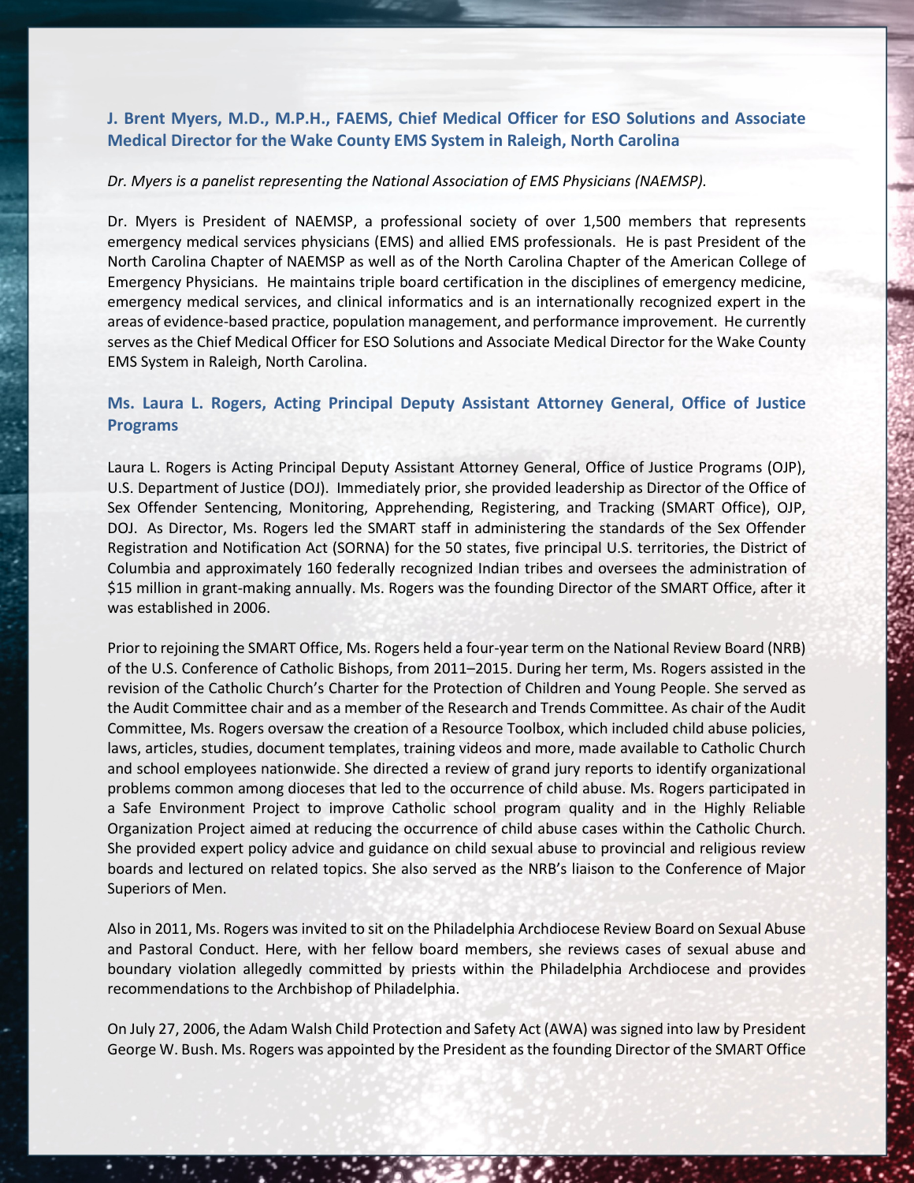### J. Brent Myers, M.D., M.P.H., FAEMS, Chief Medical Officer for ESO Solutions and Associate Medical Director for the Wake County EMS System in Raleigh, North Carolina

*Dr. Myers is a panelist representing the National Association of EMS Physicians (NAEMSP).*

Dr. Myers is President of NAEMSP, a professional society of over 1,500 members that represents emergency medical services physicians (EMS) and allied EMS professionals. He is past President of the North Carolina Chapter of NAEMSP as well as of the North Carolina Chapter of the American College of Emergency Physicians. He maintains triple board certification in the disciplines of emergency medicine, emergency medical services, and clinical informatics and is an internationally recognized expert in the areas of evidence-based practice, population management, and performance improvement. He currently serves as the Chief Medical Officer for ESO Solutions and Associate Medical Director for the Wake County EMS System in Raleigh, North Carolina.

### Ms. Laura L. Rogers, Acting Principal Deputy Assistant Attorney General, Office of Justice Programs

Laura L. Rogers is Acting Principal Deputy Assistant Attorney General, Office of Justice Programs (OJP), U.S. Department of Justice (DOJ). Immediately prior, she provided leadership as Director of the Office of Sex Offender Sentencing, Monitoring, Apprehending, Registering, and Tracking (SMART Office), OJP, DOJ. As Director, Ms. Rogers led the SMART staff in administering the standards of the Sex Offender Registration and Notification Act (SORNA) for the 50 states, five principal U.S. territories, the District of Columbia and approximately 160 federally recognized Indian tribes and oversees the administration of $15 million in grant-making annually. Ms. Rogers was the founding Director of the SMART Office, after it was established in 2006.

Prior to rejoining the SMART Office, Ms. Rogers held a four-year term on the National Review Board (NRB) of the U.S. Conference of Catholic Bishops, from 2011–2015. During her term, Ms. Rogers assisted in the revision of the Catholic Church's Charter for the Protection of Children and Young People. She served as the Audit Committee chair and as a member of the Research and Trends Committee. As chair of the Audit Committee, Ms. Rogers oversaw the creation of a Resource Toolbox, which included child abuse policies, laws, articles, studies, document templates, training videos and more, made available to Catholic Church and school employees nationwide. She directed a review of grand jury reports to identify organizational problems common among dioceses that led to the occurrence of child abuse. Ms. Rogers participated in a Safe Environment Project to improve Catholic school program quality and in the Highly Reliable Organization Project aimed at reducing the occurrence of child abuse cases within the Catholic Church. She provided expert policy advice and guidance on child sexual abuse to provincial and religious review boards and lectured on related topics. She also served as the NRB's liaison to the Conference of Major Superiors of Men.

Also in 2011, Ms. Rogers was invited to sit on the Philadelphia Archdiocese Review Board on Sexual Abuse and Pastoral Conduct. Here, with her fellow board members, she reviews cases of sexual abuse and boundary violation allegedly committed by priests within the Philadelphia Archdiocese and provides recommendations to the Archbishop of Philadelphia.

On July 27, 2006, the Adam Walsh Child Protection and Safety Act (AWA) was signed into law by President George W. Bush. Ms. Rogers was appointed by the President as the founding Director of the SMART Office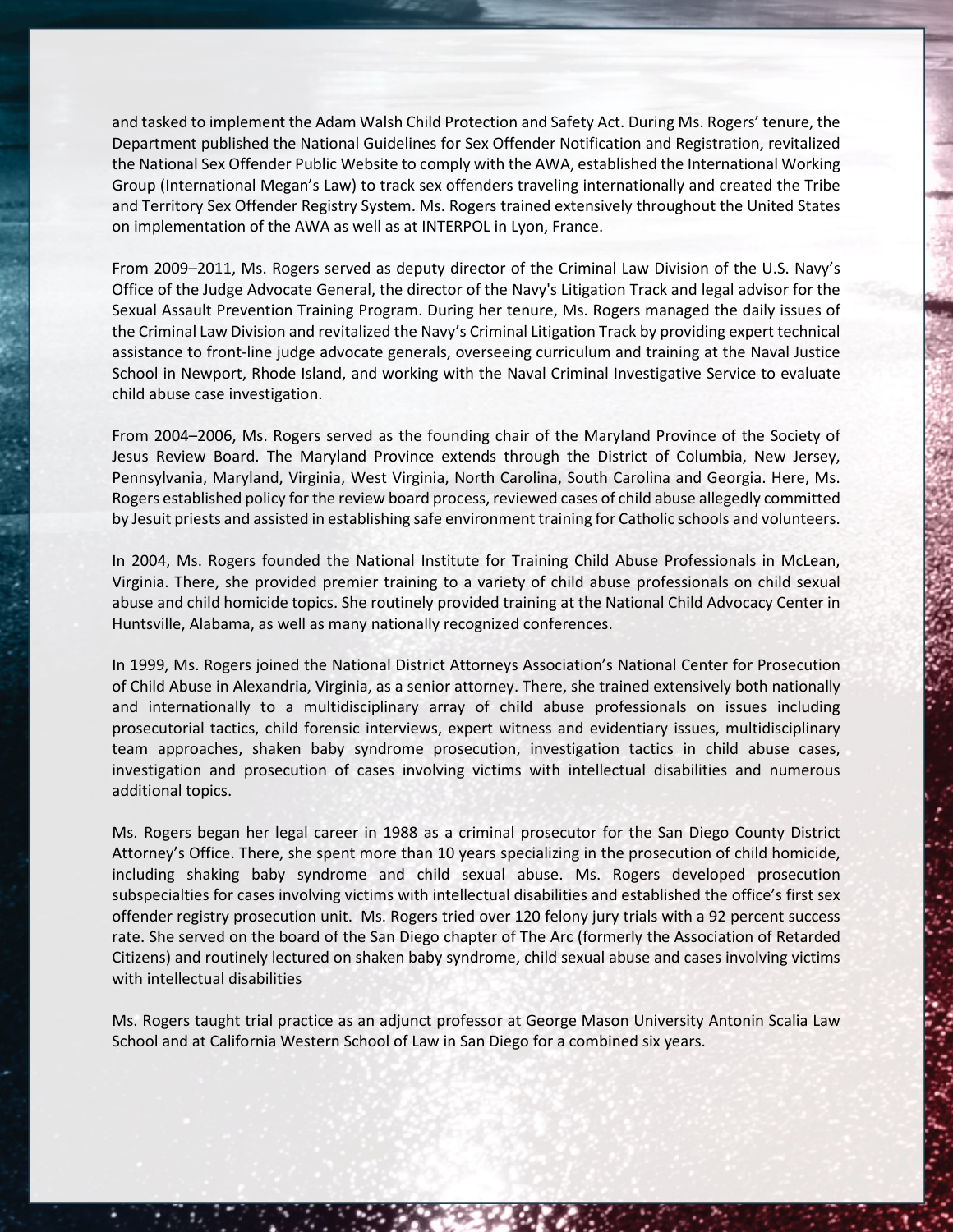and tasked to implement the Adam Walsh Child Protection and Safety Act. During Ms. Rogers' tenure, the Department published the National Guidelines for Sex Offender Notification and Registration, revitalized the National Sex Offender Public Website to comply with the AWA, established the International Working Group (International Megan's Law) to track sex offenders traveling internationally and created the Tribe and Territory Sex Offender Registry System. Ms. Rogers trained extensively throughout the United States on implementation of the AWA as well as at INTERPOL in Lyon, France.

From 2009–2011, Ms. Rogers served as deputy director of the Criminal Law Division of the U.S. Navy's Office of the Judge Advocate General, the director of the Navy's Litigation Track and legal advisor for the Sexual Assault Prevention Training Program. During her tenure, Ms. Rogers managed the daily issues of the Criminal Law Division and revitalized the Navy's Criminal Litigation Track by providing expert technical assistance to front-line judge advocate generals, overseeing curriculum and training at the Naval Justice School in Newport, Rhode Island, and working with the Naval Criminal Investigative Service to evaluate child abuse case investigation.

From 2004–2006, Ms. Rogers served as the founding chair of the Maryland Province of the Society of Jesus Review Board. The Maryland Province extends through the District of Columbia, New Jersey, Pennsylvania, Maryland, Virginia, West Virginia, North Carolina, South Carolina and Georgia. Here, Ms. Rogers established policy for the review board process, reviewed cases of child abuse allegedly committed by Jesuit priests and assisted in establishing safe environment training for Catholic schools and volunteers.

In 2004, Ms. Rogers founded the National Institute for Training Child Abuse Professionals in McLean, Virginia. There, she provided premier training to a variety of child abuse professionals on child sexual abuse and child homicide topics. She routinely provided training at the National Child Advocacy Center in Huntsville, Alabama, as well as many nationally recognized conferences.

In 1999, Ms. Rogers joined the National District Attorneys Association's National Center for Prosecution of Child Abuse in Alexandria, Virginia, as a senior attorney. There, she trained extensively both nationally and internationally to a multidisciplinary array of child abuse professionals on issues including prosecutorial tactics, child forensic interviews, expert witness and evidentiary issues, multidisciplinary team approaches, shaken baby syndrome prosecution, investigation tactics in child abuse cases, investigation and prosecution of cases involving victims with intellectual disabilities and numerous additional topics.

Ms. Rogers began her legal career in 1988 as a criminal prosecutor for the San Diego County District Attorney's Office. There, she spent more than 10 years specializing in the prosecution of child homicide, including shaking baby syndrome and child sexual abuse. Ms. Rogers developed prosecution subspecialties for cases involving victims with intellectual disabilities and established the office's first sex offender registry prosecution unit. Ms. Rogers tried over 120 felony jury trials with a 92 percent success rate. She served on the board of the San Diego chapter of The Arc (formerly the Association of Retarded Citizens) and routinely lectured on shaken baby syndrome, child sexual abuse and cases involving victims with intellectual disabilities

Ms. Rogers taught trial practice as an adjunct professor at George Mason University Antonin Scalia Law School and at California Western School of Law in San Diego for a combined six years.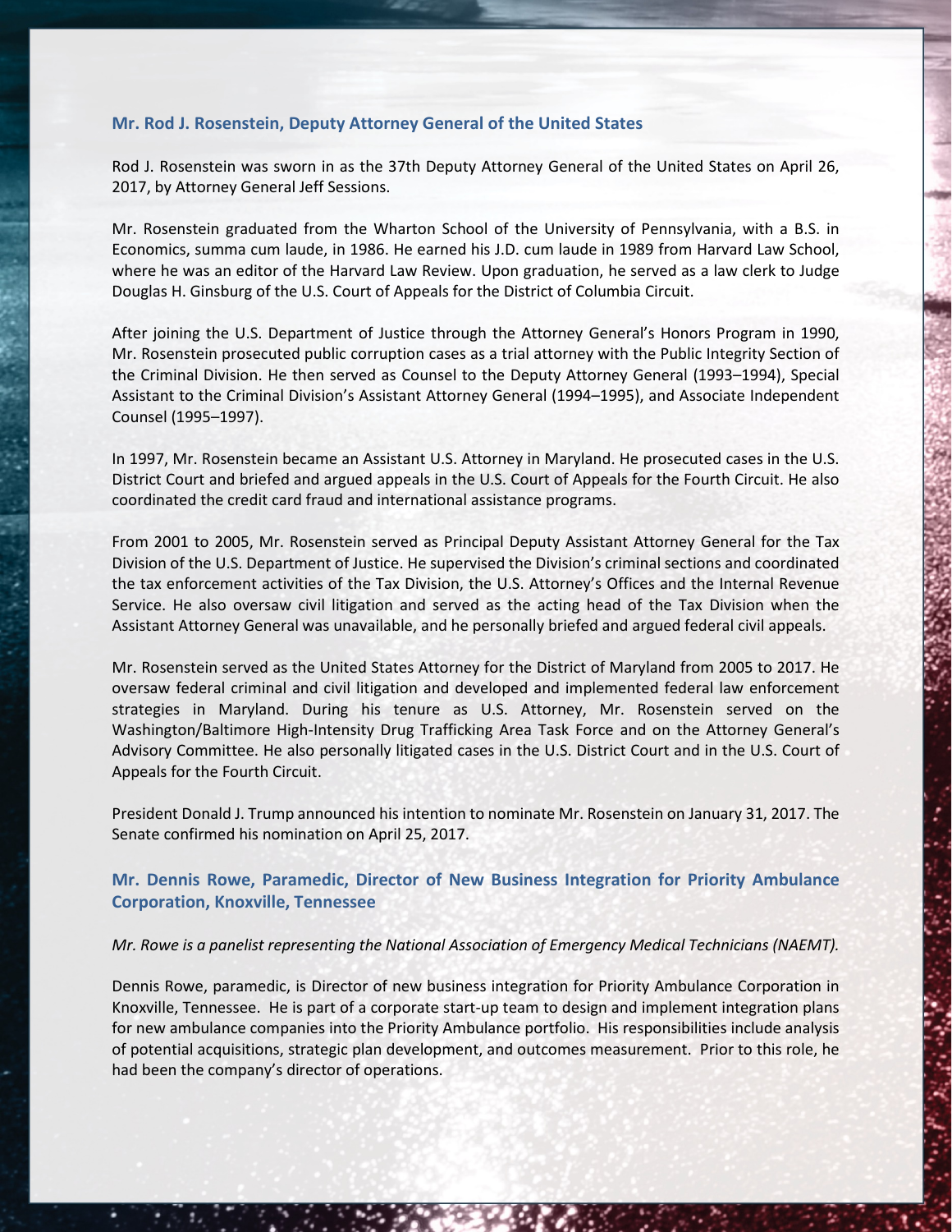### Mr. Rod J. Rosenstein, Deputy Attorney General of the United States

Rod J. Rosenstein was sworn in as the 37th Deputy Attorney General of the United States on April 26, 2017, by Attorney General Jeff Sessions.

Mr. Rosenstein graduated from the Wharton School of the University of Pennsylvania, with a B.S. in Economics, summa cum laude, in 1986. He earned his J.D. cum laude in 1989 from Harvard Law School, where he was an editor of the Harvard Law Review. Upon graduation, he served as a law clerk to Judge Douglas H. Ginsburg of the U.S. Court of Appeals for the District of Columbia Circuit.

After joining the U.S. Department of Justice through the Attorney General's Honors Program in 1990, Mr. Rosenstein prosecuted public corruption cases as a trial attorney with the Public Integrity Section of the Criminal Division. He then served as Counsel to the Deputy Attorney General (1993–1994), Special Assistant to the Criminal Division's Assistant Attorney General (1994–1995), and Associate Independent Counsel (1995–1997).

In 1997, Mr. Rosenstein became an Assistant U.S. Attorney in Maryland. He prosecuted cases in the U.S. District Court and briefed and argued appeals in the U.S. Court of Appeals for the Fourth Circuit. He also coordinated the credit card fraud and international assistance programs.

From 2001 to 2005, Mr. Rosenstein served as Principal Deputy Assistant Attorney General for the Tax Division of the U.S. Department of Justice. He supervised the Division's criminal sections and coordinated the tax enforcement activities of the Tax Division, the U.S. Attorney's Offices and the Internal Revenue Service. He also oversaw civil litigation and served as the acting head of the Tax Division when the Assistant Attorney General was unavailable, and he personally briefed and argued federal civil appeals.

Mr. Rosenstein served as the United States Attorney for the District of Maryland from 2005 to 2017. He oversaw federal criminal and civil litigation and developed and implemented federal law enforcement strategies in Maryland. During his tenure as U.S. Attorney, Mr. Rosenstein served on the Washington/Baltimore High-Intensity Drug Trafficking Area Task Force and on the Attorney General's Advisory Committee. He also personally litigated cases in the U.S. District Court and in the U.S. Court of Appeals for the Fourth Circuit.

President Donald J. Trump announced his intention to nominate Mr. Rosenstein on January 31, 2017. The Senate confirmed his nomination on April 25, 2017.

### Mr. Dennis Rowe, Paramedic, Director of New Business Integration for Priority Ambulance Corporation, Knoxville, Tennessee

*Mr. Rowe is a panelist representing the National Association of Emergency Medical Technicians (NAEMT).*

Dennis Rowe, paramedic, is Director of new business integration for Priority Ambulance Corporation in Knoxville, Tennessee. He is part of a corporate start-up team to design and implement integration plans for new ambulance companies into the Priority Ambulance portfolio. His responsibilities include analysis of potential acquisitions, strategic plan development, and outcomes measurement. Prior to this role, he had been the company's director of operations.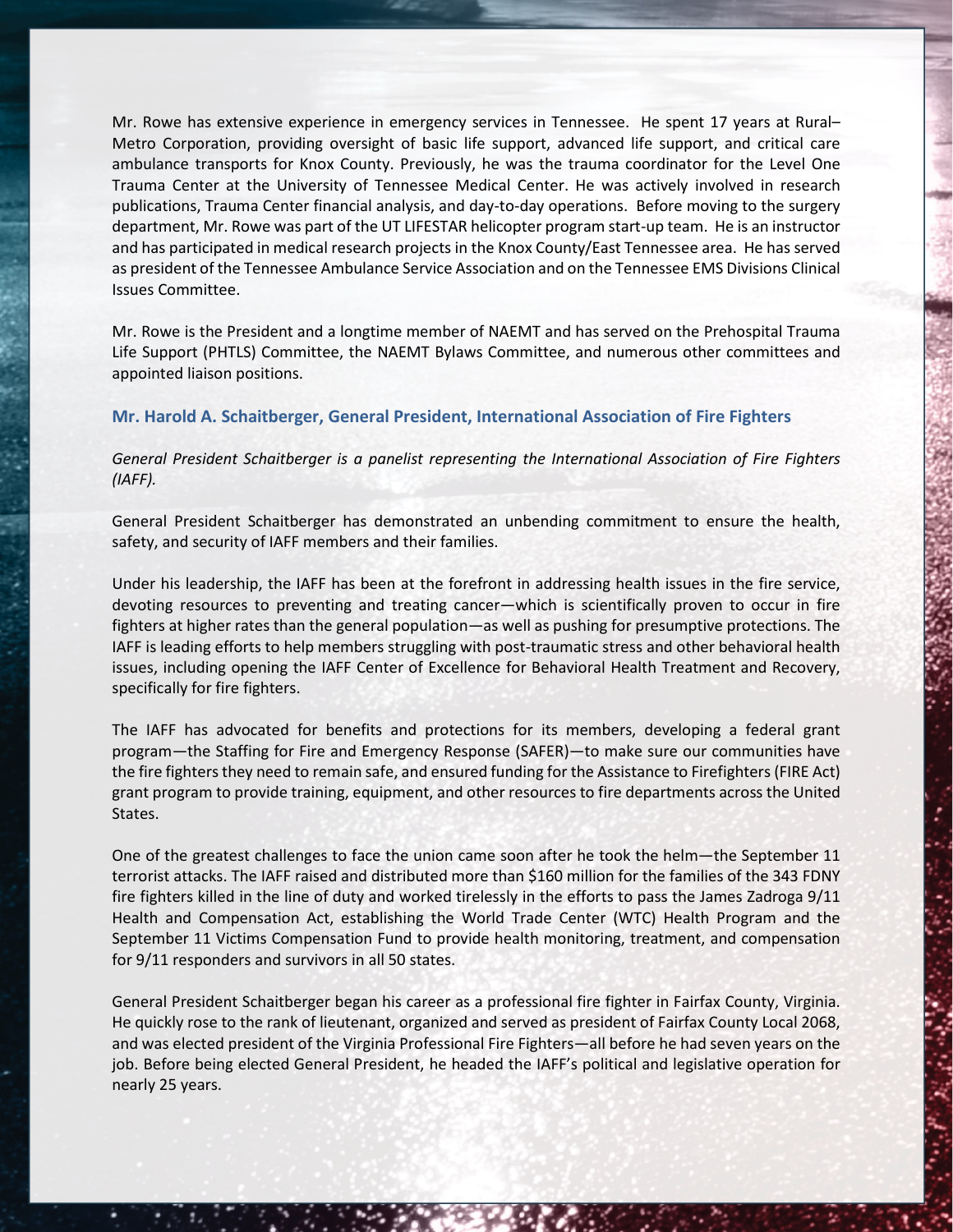Mr. Rowe has extensive experience in emergency services in Tennessee. He spent 17 years at Rural–Metro Corporation, providing oversight of basic life support, advanced life support, and critical care ambulance transports for Knox County. Previously, he was the trauma coordinator for the Level One Trauma Center at the University of Tennessee Medical Center. He was actively involved in research publications, Trauma Center financial analysis, and day-to-day operations. Before moving to the surgery department, Mr. Rowe was part of the UT LIFESTAR helicopter program start-up team. He is an instructor and has participated in medical research projects in the Knox County/East Tennessee area. He has served as president of the Tennessee Ambulance Service Association and on the Tennessee EMS Divisions Clinical Issues Committee.

Mr. Rowe is the President and a longtime member of NAEMT and has served on the Prehospital Trauma Life Support (PHTLS) Committee, the NAEMT Bylaws Committee, and numerous other committees and appointed liaison positions.

### Mr. Harold A. Schaitberger, General President, International Association of Fire Fighters

*General President Schaitberger is a panelist representing the International Association of Fire Fighters (IAFF).*

General President Schaitberger has demonstrated an unbending commitment to ensure the health, safety, and security of IAFF members and their families.

Under his leadership, the IAFF has been at the forefront in addressing health issues in the fire service, devoting resources to preventing and treating cancer—which is scientifically proven to occur in fire fighters at higher rates than the general population—as well as pushing for presumptive protections. The IAFF is leading efforts to help members struggling with post-traumatic stress and other behavioral health issues, including opening the IAFF Center of Excellence for Behavioral Health Treatment and Recovery, specifically for fire fighters.

The IAFF has advocated for benefits and protections for its members, developing a federal grant program—the Staffing for Fire and Emergency Response (SAFER)—to make sure our communities have the fire fighters they need to remain safe, and ensured funding for the Assistance to Firefighters (FIRE Act) grant program to provide training, equipment, and other resources to fire departments across the United States.

One of the greatest challenges to face the union came soon after he took the helm—the September 11 terrorist attacks. The IAFF raised and distributed more than $160 million for the families of the 343 FDNY fire fighters killed in the line of duty and worked tirelessly in the efforts to pass the James Zadroga 9/11 Health and Compensation Act, establishing the World Trade Center (WTC) Health Program and the September 11 Victims Compensation Fund to provide health monitoring, treatment, and compensation for 9/11 responders and survivors in all 50 states.

General President Schaitberger began his career as a professional fire fighter in Fairfax County, Virginia. He quickly rose to the rank of lieutenant, organized and served as president of Fairfax County Local 2068, and was elected president of the Virginia Professional Fire Fighters—all before he had seven years on the job. Before being elected General President, he headed the IAFF's political and legislative operation for nearly 25 years.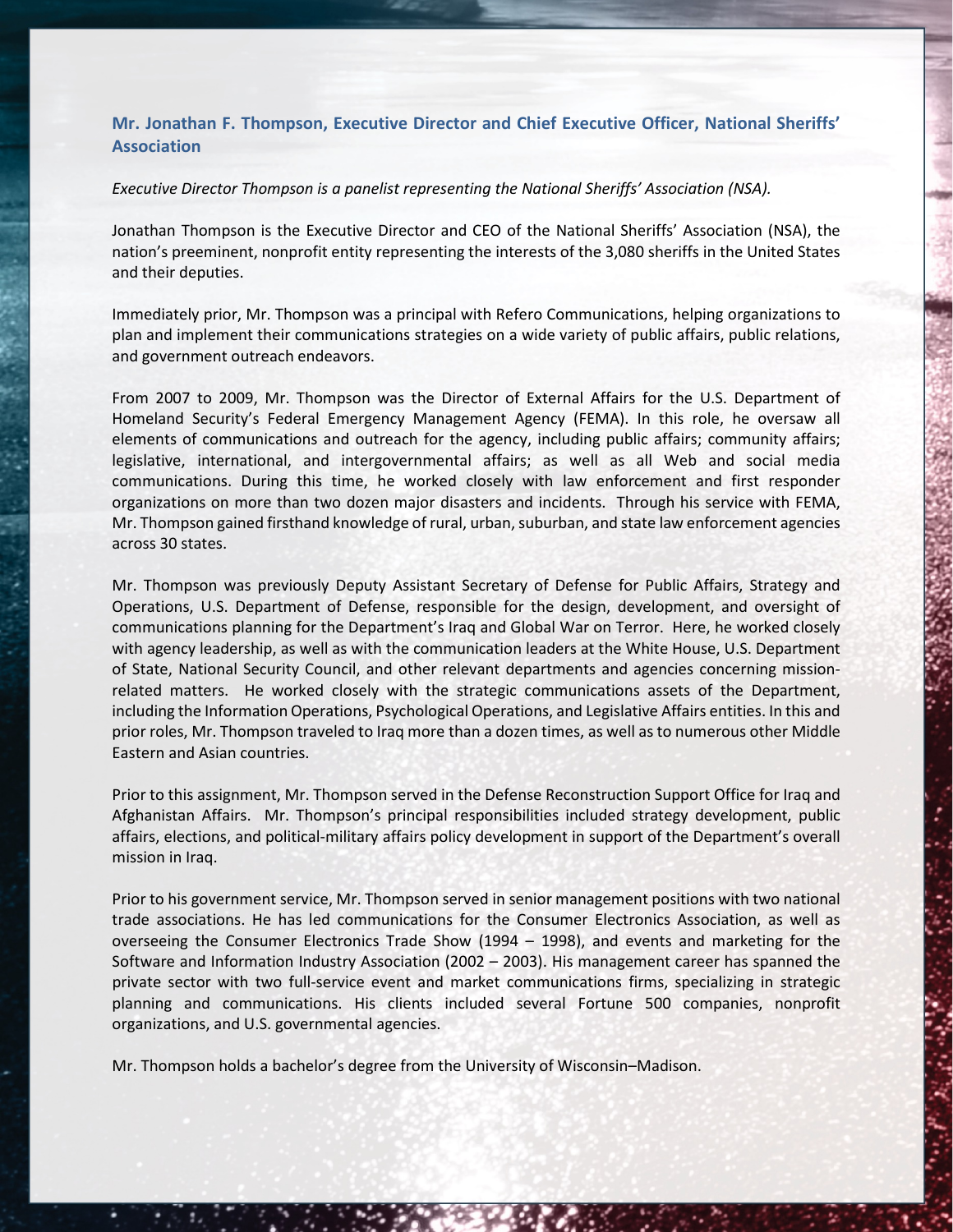### Mr. Jonathan F. Thompson, Executive Director and Chief Executive Officer, National Sheriffs' Association

*Executive Director Thompson is a panelist representing the National Sheriffs' Association (NSA).*

Jonathan Thompson is the Executive Director and CEO of the National Sheriffs' Association (NSA), the nation's preeminent, nonprofit entity representing the interests of the 3,080 sheriffs in the United States and their deputies.

Immediately prior, Mr. Thompson was a principal with Refero Communications, helping organizations to plan and implement their communications strategies on a wide variety of public affairs, public relations, and government outreach endeavors.

From 2007 to 2009, Mr. Thompson was the Director of External Affairs for the U.S. Department of Homeland Security's Federal Emergency Management Agency (FEMA). In this role, he oversaw all elements of communications and outreach for the agency, including public affairs; community affairs; legislative, international, and intergovernmental affairs; as well as all Web and social media communications. During this time, he worked closely with law enforcement and first responder organizations on more than two dozen major disasters and incidents. Through his service with FEMA, Mr. Thompson gained firsthand knowledge of rural, urban, suburban, and state law enforcement agencies across 30 states.

Mr. Thompson was previously Deputy Assistant Secretary of Defense for Public Affairs, Strategy and Operations, U.S. Department of Defense, responsible for the design, development, and oversight of communications planning for the Department's Iraq and Global War on Terror. Here, he worked closely with agency leadership, as well as with the communication leaders at the White House, U.S. Department of State, National Security Council, and other relevant departments and agencies concerning mission-related matters. He worked closely with the strategic communications assets of the Department, including the Information Operations, Psychological Operations, and Legislative Affairs entities. In this and prior roles, Mr. Thompson traveled to Iraq more than a dozen times, as well as to numerous other Middle Eastern and Asian countries.

Prior to this assignment, Mr. Thompson served in the Defense Reconstruction Support Office for Iraq and Afghanistan Affairs. Mr. Thompson's principal responsibilities included strategy development, public affairs, elections, and political-military affairs policy development in support of the Department's overall mission in Iraq.

Prior to his government service, Mr. Thompson served in senior management positions with two national trade associations. He has led communications for the Consumer Electronics Association, as well as overseeing the Consumer Electronics Trade Show (1994 – 1998), and events and marketing for the Software and Information Industry Association (2002 – 2003). His management career has spanned the private sector with two full-service event and market communications firms, specializing in strategic planning and communications. His clients included several Fortune 500 companies, nonprofit organizations, and U.S. governmental agencies.

Mr. Thompson holds a bachelor's degree from the University of Wisconsin–Madison.